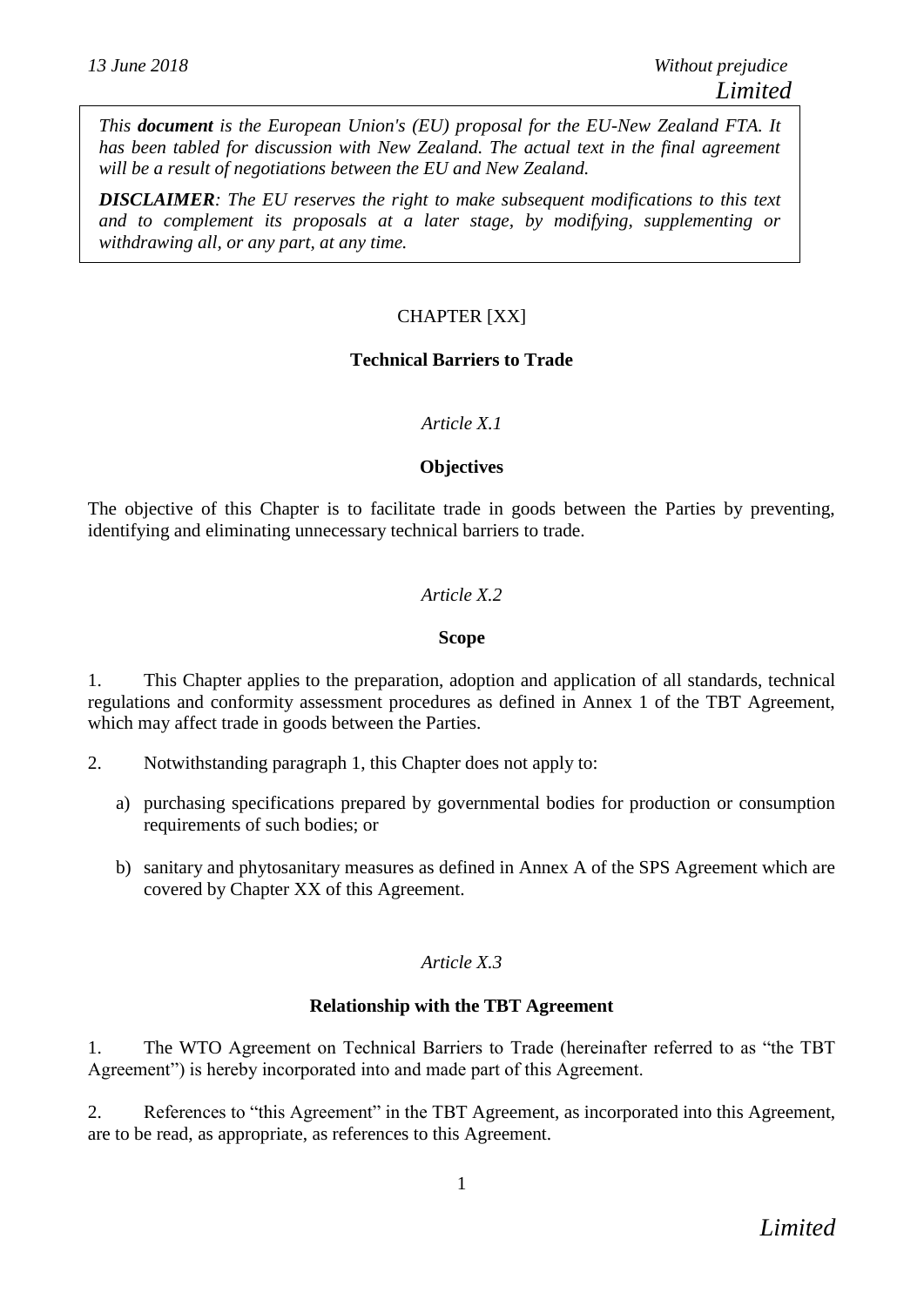*13 June 2018* *Without prejudice*

*Limited*

> *This **document** is the European Union's (EU) proposal for the EU-New Zealand FTA. It has been tabled for discussion with New Zealand. The actual text in the final agreement will be a result of negotiations between the EU and New Zealand.*
>
> ***DISCLAIMER**: The EU reserves the right to make subsequent modifications to this text and to complement its proposals at a later stage, by modifying, supplementing or withdrawing all, or any part, at any time.*

# CHAPTER [XX]

## Technical Barriers to Trade

*Article X.1*

### Objectives

The objective of this Chapter is to facilitate trade in goods between the Parties by preventing, identifying and eliminating unnecessary technical barriers to trade.

*Article X.2*

### Scope

1. This Chapter applies to the preparation, adoption and application of all standards, technical regulations and conformity assessment procedures as defined in Annex 1 of the TBT Agreement, which may affect trade in goods between the Parties.

2. Notwithstanding paragraph 1, this Chapter does not apply to:

   a) purchasing specifications prepared by governmental bodies for production or consumption requirements of such bodies; or

   b) sanitary and phytosanitary measures as defined in Annex A of the SPS Agreement which are covered by Chapter XX of this Agreement.

*Article X.3*

### Relationship with the TBT Agreement

1. The WTO Agreement on Technical Barriers to Trade (hereinafter referred to as "the TBT Agreement") is hereby incorporated into and made part of this Agreement.

2. References to "this Agreement" in the TBT Agreement, as incorporated into this Agreement, are to be read, as appropriate, as references to this Agreement.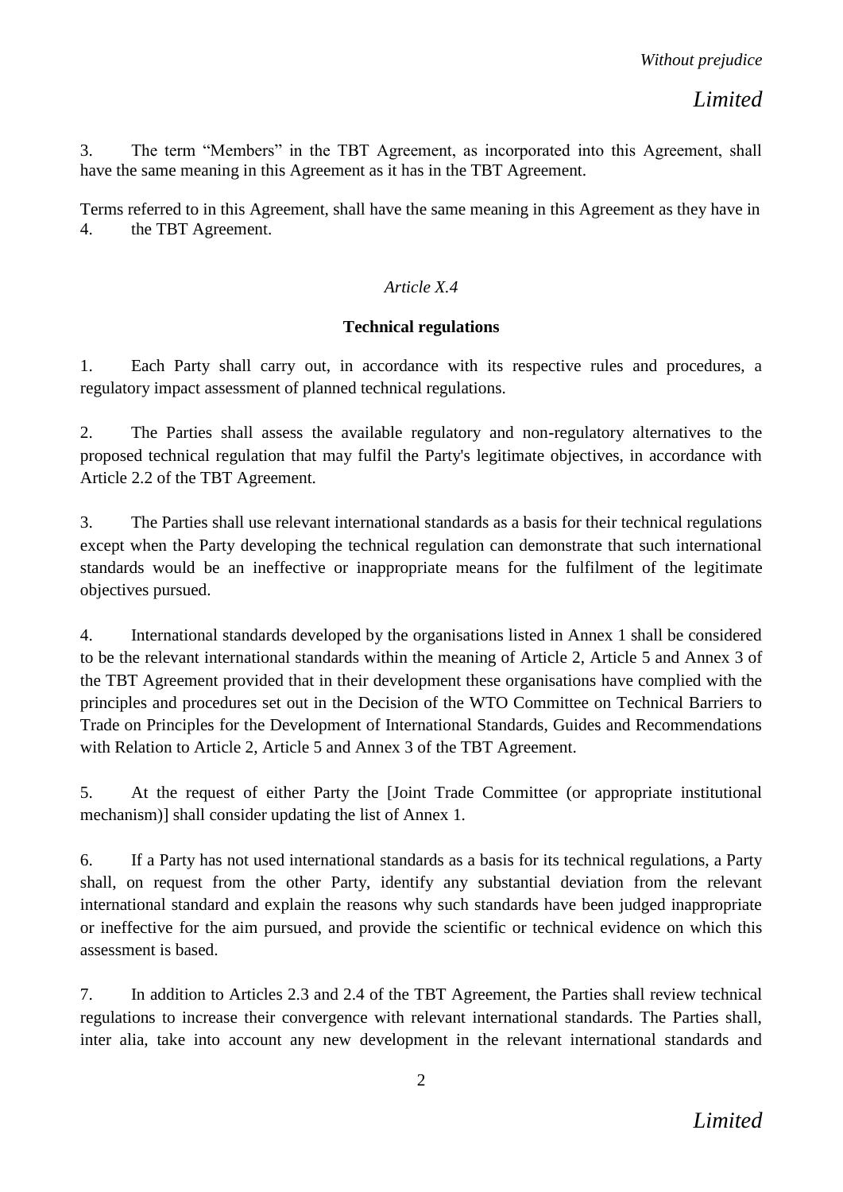3. The term "Members" in the TBT Agreement, as incorporated into this Agreement, shall have the same meaning in this Agreement as it has in the TBT Agreement.

Terms referred to in this Agreement, shall have the same meaning in this Agreement as they have in

4. the TBT Agreement.

*Article X.4*

**Technical regulations**

1. Each Party shall carry out, in accordance with its respective rules and procedures, a regulatory impact assessment of planned technical regulations.

2. The Parties shall assess the available regulatory and non-regulatory alternatives to the proposed technical regulation that may fulfil the Party's legitimate objectives, in accordance with Article 2.2 of the TBT Agreement.

3. The Parties shall use relevant international standards as a basis for their technical regulations except when the Party developing the technical regulation can demonstrate that such international standards would be an ineffective or inappropriate means for the fulfilment of the legitimate objectives pursued.

4. International standards developed by the organisations listed in Annex 1 shall be considered to be the relevant international standards within the meaning of Article 2, Article 5 and Annex 3 of the TBT Agreement provided that in their development these organisations have complied with the principles and procedures set out in the Decision of the WTO Committee on Technical Barriers to Trade on Principles for the Development of International Standards, Guides and Recommendations with Relation to Article 2, Article 5 and Annex 3 of the TBT Agreement.

5. At the request of either Party the [Joint Trade Committee (or appropriate institutional mechanism)] shall consider updating the list of Annex 1.

6. If a Party has not used international standards as a basis for its technical regulations, a Party shall, on request from the other Party, identify any substantial deviation from the relevant international standard and explain the reasons why such standards have been judged inappropriate or ineffective for the aim pursued, and provide the scientific or technical evidence on which this assessment is based.

7. In addition to Articles 2.3 and 2.4 of the TBT Agreement, the Parties shall review technical regulations to increase their convergence with relevant international standards. The Parties shall, inter alia, take into account any new development in the relevant international standards and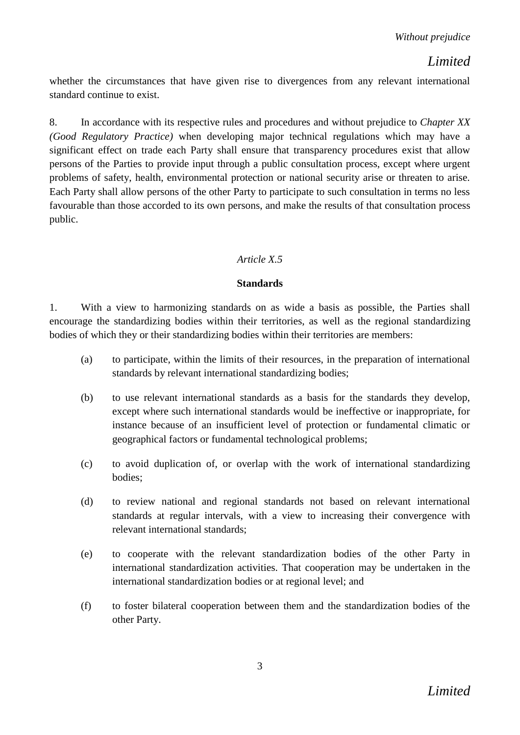whether the circumstances that have given rise to divergences from any relevant international standard continue to exist.

8. In accordance with its respective rules and procedures and without prejudice to *Chapter XX (Good Regulatory Practice)* when developing major technical regulations which may have a significant effect on trade each Party shall ensure that transparency procedures exist that allow persons of the Parties to provide input through a public consultation process, except where urgent problems of safety, health, environmental protection or national security arise or threaten to arise. Each Party shall allow persons of the other Party to participate to such consultation in terms no less favourable than those accorded to its own persons, and make the results of that consultation process public.

*Article X.5*

**Standards**

1. With a view to harmonizing standards on as wide a basis as possible, the Parties shall encourage the standardizing bodies within their territories, as well as the regional standardizing bodies of which they or their standardizing bodies within their territories are members:

(a) to participate, within the limits of their resources, in the preparation of international standards by relevant international standardizing bodies;

(b) to use relevant international standards as a basis for the standards they develop, except where such international standards would be ineffective or inappropriate, for instance because of an insufficient level of protection or fundamental climatic or geographical factors or fundamental technological problems;

(c) to avoid duplication of, or overlap with the work of international standardizing bodies;

(d) to review national and regional standards not based on relevant international standards at regular intervals, with a view to increasing their convergence with relevant international standards;

(e) to cooperate with the relevant standardization bodies of the other Party in international standardization activities. That cooperation may be undertaken in the international standardization bodies or at regional level; and

(f) to foster bilateral cooperation between them and the standardization bodies of the other Party.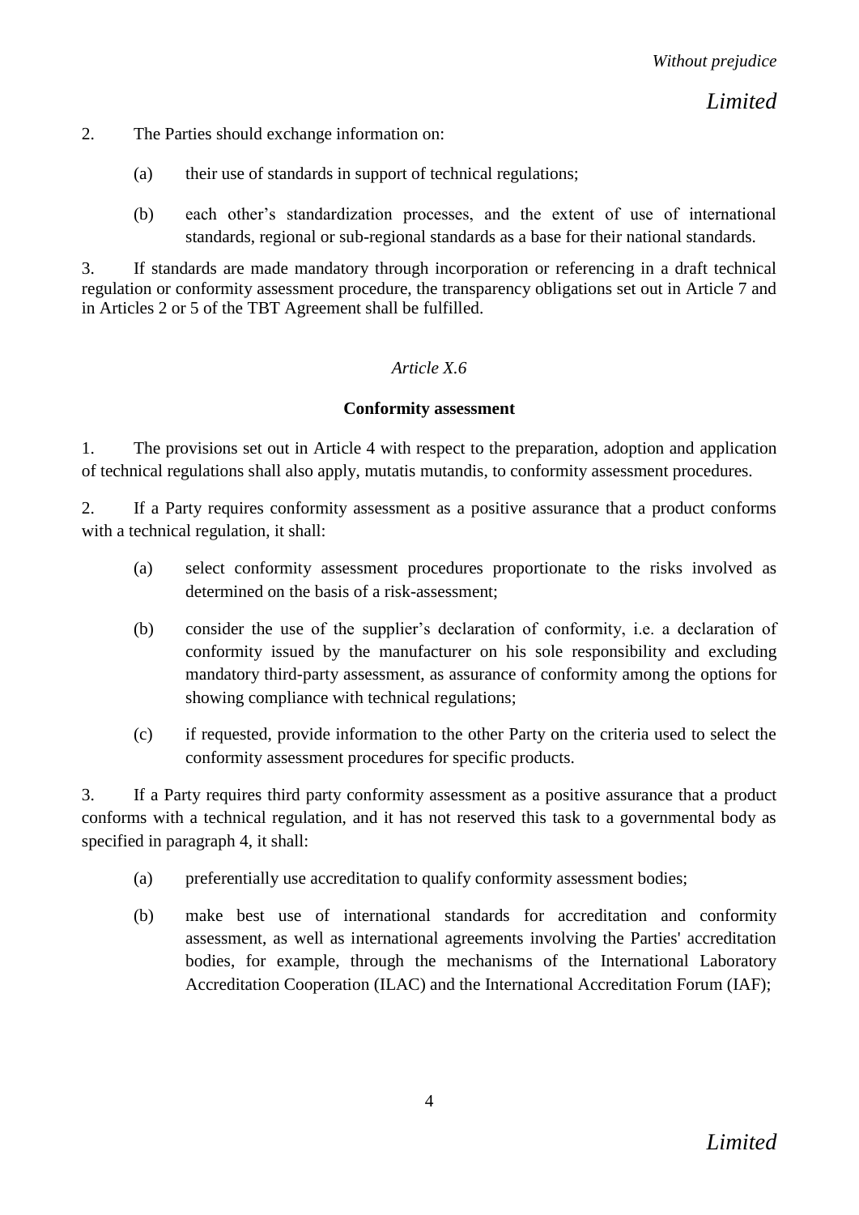2. The Parties should exchange information on:

   (a) their use of standards in support of technical regulations;

   (b) each other's standardization processes, and the extent of use of international standards, regional or sub-regional standards as a base for their national standards.

3. If standards are made mandatory through incorporation or referencing in a draft technical regulation or conformity assessment procedure, the transparency obligations set out in Article 7 and in Articles 2 or 5 of the TBT Agreement shall be fulfilled.

*Article X.6*

**Conformity assessment**

1. The provisions set out in Article 4 with respect to the preparation, adoption and application of technical regulations shall also apply, mutatis mutandis, to conformity assessment procedures.

2. If a Party requires conformity assessment as a positive assurance that a product conforms with a technical regulation, it shall:

   (a) select conformity assessment procedures proportionate to the risks involved as determined on the basis of a risk-assessment;

   (b) consider the use of the supplier's declaration of conformity, i.e. a declaration of conformity issued by the manufacturer on his sole responsibility and excluding mandatory third-party assessment, as assurance of conformity among the options for showing compliance with technical regulations;

   (c) if requested, provide information to the other Party on the criteria used to select the conformity assessment procedures for specific products.

3. If a Party requires third party conformity assessment as a positive assurance that a product conforms with a technical regulation, and it has not reserved this task to a governmental body as specified in paragraph 4, it shall:

   (a) preferentially use accreditation to qualify conformity assessment bodies;

   (b) make best use of international standards for accreditation and conformity assessment, as well as international agreements involving the Parties' accreditation bodies, for example, through the mechanisms of the International Laboratory Accreditation Cooperation (ILAC) and the International Accreditation Forum (IAF);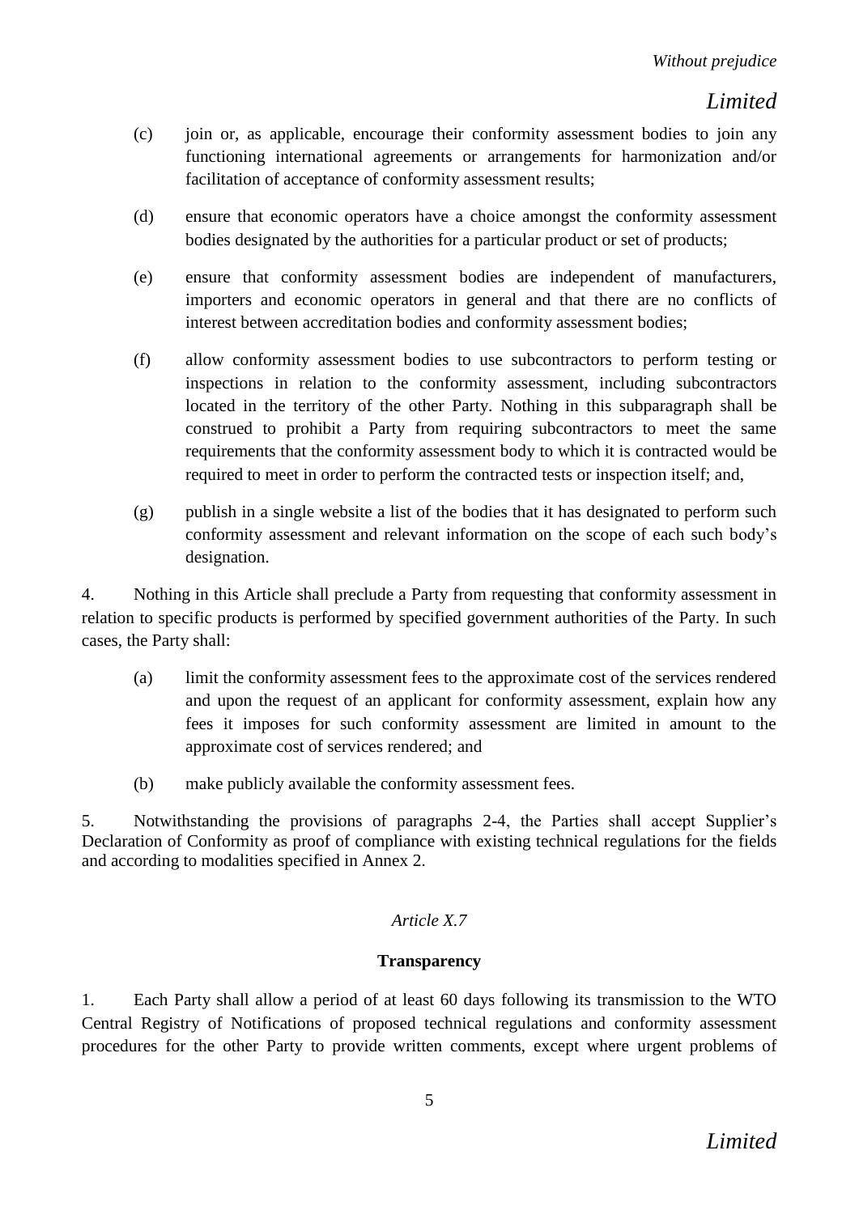(c) join or, as applicable, encourage their conformity assessment bodies to join any functioning international agreements or arrangements for harmonization and/or facilitation of acceptance of conformity assessment results;

(d) ensure that economic operators have a choice amongst the conformity assessment bodies designated by the authorities for a particular product or set of products;

(e) ensure that conformity assessment bodies are independent of manufacturers, importers and economic operators in general and that there are no conflicts of interest between accreditation bodies and conformity assessment bodies;

(f) allow conformity assessment bodies to use subcontractors to perform testing or inspections in relation to the conformity assessment, including subcontractors located in the territory of the other Party. Nothing in this subparagraph shall be construed to prohibit a Party from requiring subcontractors to meet the same requirements that the conformity assessment body to which it is contracted would be required to meet in order to perform the contracted tests or inspection itself; and,

(g) publish in a single website a list of the bodies that it has designated to perform such conformity assessment and relevant information on the scope of each such body's designation.

4. Nothing in this Article shall preclude a Party from requesting that conformity assessment in relation to specific products is performed by specified government authorities of the Party. In such cases, the Party shall:

(a) limit the conformity assessment fees to the approximate cost of the services rendered and upon the request of an applicant for conformity assessment, explain how any fees it imposes for such conformity assessment are limited in amount to the approximate cost of services rendered; and

(b) make publicly available the conformity assessment fees.

5. Notwithstanding the provisions of paragraphs 2-4, the Parties shall accept Supplier's Declaration of Conformity as proof of compliance with existing technical regulations for the fields and according to modalities specified in Annex 2.

*Article X.7*

**Transparency**

1. Each Party shall allow a period of at least 60 days following its transmission to the WTO Central Registry of Notifications of proposed technical regulations and conformity assessment procedures for the other Party to provide written comments, except where urgent problems of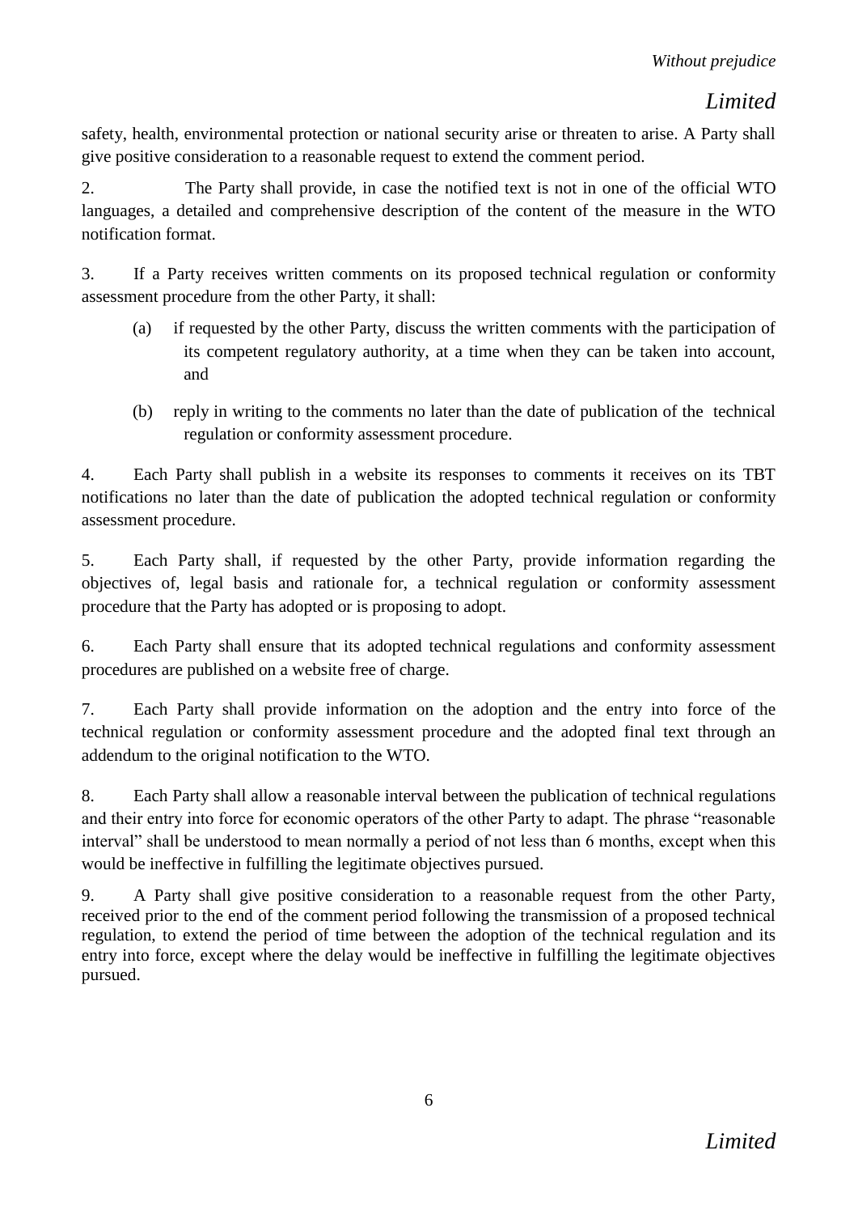safety, health, environmental protection or national security arise or threaten to arise. A Party shall give positive consideration to a reasonable request to extend the comment period.

2. The Party shall provide, in case the notified text is not in one of the official WTO languages, a detailed and comprehensive description of the content of the measure in the WTO notification format.

3. If a Party receives written comments on its proposed technical regulation or conformity assessment procedure from the other Party, it shall:

(a) if requested by the other Party, discuss the written comments with the participation of its competent regulatory authority, at a time when they can be taken into account, and

(b) reply in writing to the comments no later than the date of publication of the technical regulation or conformity assessment procedure.

4. Each Party shall publish in a website its responses to comments it receives on its TBT notifications no later than the date of publication the adopted technical regulation or conformity assessment procedure.

5. Each Party shall, if requested by the other Party, provide information regarding the objectives of, legal basis and rationale for, a technical regulation or conformity assessment procedure that the Party has adopted or is proposing to adopt.

6. Each Party shall ensure that its adopted technical regulations and conformity assessment procedures are published on a website free of charge.

7. Each Party shall provide information on the adoption and the entry into force of the technical regulation or conformity assessment procedure and the adopted final text through an addendum to the original notification to the WTO.

8. Each Party shall allow a reasonable interval between the publication of technical regulations and their entry into force for economic operators of the other Party to adapt. The phrase "reasonable interval" shall be understood to mean normally a period of not less than 6 months, except when this would be ineffective in fulfilling the legitimate objectives pursued.

9. A Party shall give positive consideration to a reasonable request from the other Party, received prior to the end of the comment period following the transmission of a proposed technical regulation, to extend the period of time between the adoption of the technical regulation and its entry into force, except where the delay would be ineffective in fulfilling the legitimate objectives pursued.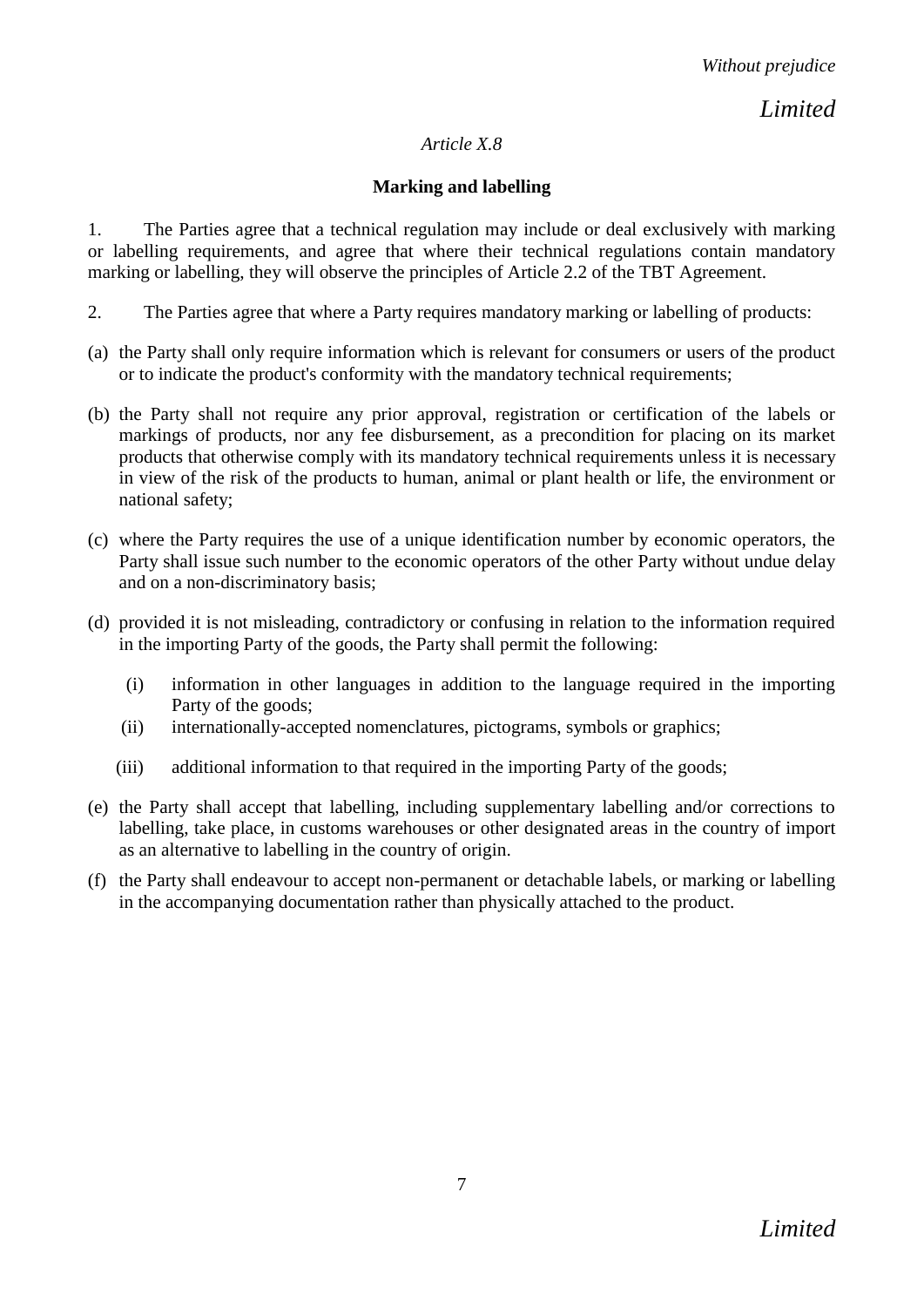*Article X.8*

**Marking and labelling**

1. The Parties agree that a technical regulation may include or deal exclusively with marking or labelling requirements, and agree that where their technical regulations contain mandatory marking or labelling, they will observe the principles of Article 2.2 of the TBT Agreement.

2. The Parties agree that where a Party requires mandatory marking or labelling of products:

(a) the Party shall only require information which is relevant for consumers or users of the product or to indicate the product's conformity with the mandatory technical requirements;

(b) the Party shall not require any prior approval, registration or certification of the labels or markings of products, nor any fee disbursement, as a precondition for placing on its market products that otherwise comply with its mandatory technical requirements unless it is necessary in view of the risk of the products to human, animal or plant health or life, the environment or national safety;

(c) where the Party requires the use of a unique identification number by economic operators, the Party shall issue such number to the economic operators of the other Party without undue delay and on a non-discriminatory basis;

(d) provided it is not misleading, contradictory or confusing in relation to the information required in the importing Party of the goods, the Party shall permit the following:

  (i) information in other languages in addition to the language required in the importing Party of the goods;

  (ii) internationally-accepted nomenclatures, pictograms, symbols or graphics;

  (iii) additional information to that required in the importing Party of the goods;

(e) the Party shall accept that labelling, including supplementary labelling and/or corrections to labelling, take place, in customs warehouses or other designated areas in the country of import as an alternative to labelling in the country of origin.

(f) the Party shall endeavour to accept non-permanent or detachable labels, or marking or labelling in the accompanying documentation rather than physically attached to the product.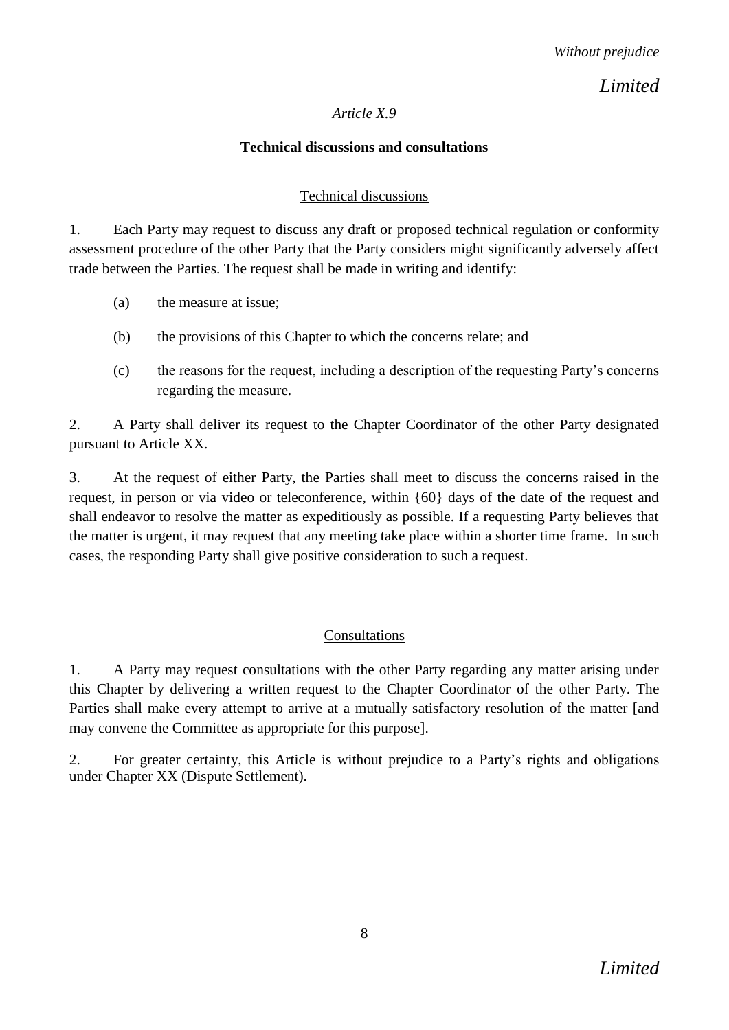*Article X.9*

**Technical discussions and consultations**

Technical discussions

1. Each Party may request to discuss any draft or proposed technical regulation or conformity assessment procedure of the other Party that the Party considers might significantly adversely affect trade between the Parties. The request shall be made in writing and identify:

(a) the measure at issue;

(b) the provisions of this Chapter to which the concerns relate; and

(c) the reasons for the request, including a description of the requesting Party's concerns regarding the measure.

2. A Party shall deliver its request to the Chapter Coordinator of the other Party designated pursuant to Article XX.

3. At the request of either Party, the Parties shall meet to discuss the concerns raised in the request, in person or via video or teleconference, within {60} days of the date of the request and shall endeavor to resolve the matter as expeditiously as possible. If a requesting Party believes that the matter is urgent, it may request that any meeting take place within a shorter time frame. In such cases, the responding Party shall give positive consideration to such a request.

Consultations

1. A Party may request consultations with the other Party regarding any matter arising under this Chapter by delivering a written request to the Chapter Coordinator of the other Party. The Parties shall make every attempt to arrive at a mutually satisfactory resolution of the matter [and may convene the Committee as appropriate for this purpose].

2. For greater certainty, this Article is without prejudice to a Party's rights and obligations under Chapter XX (Dispute Settlement).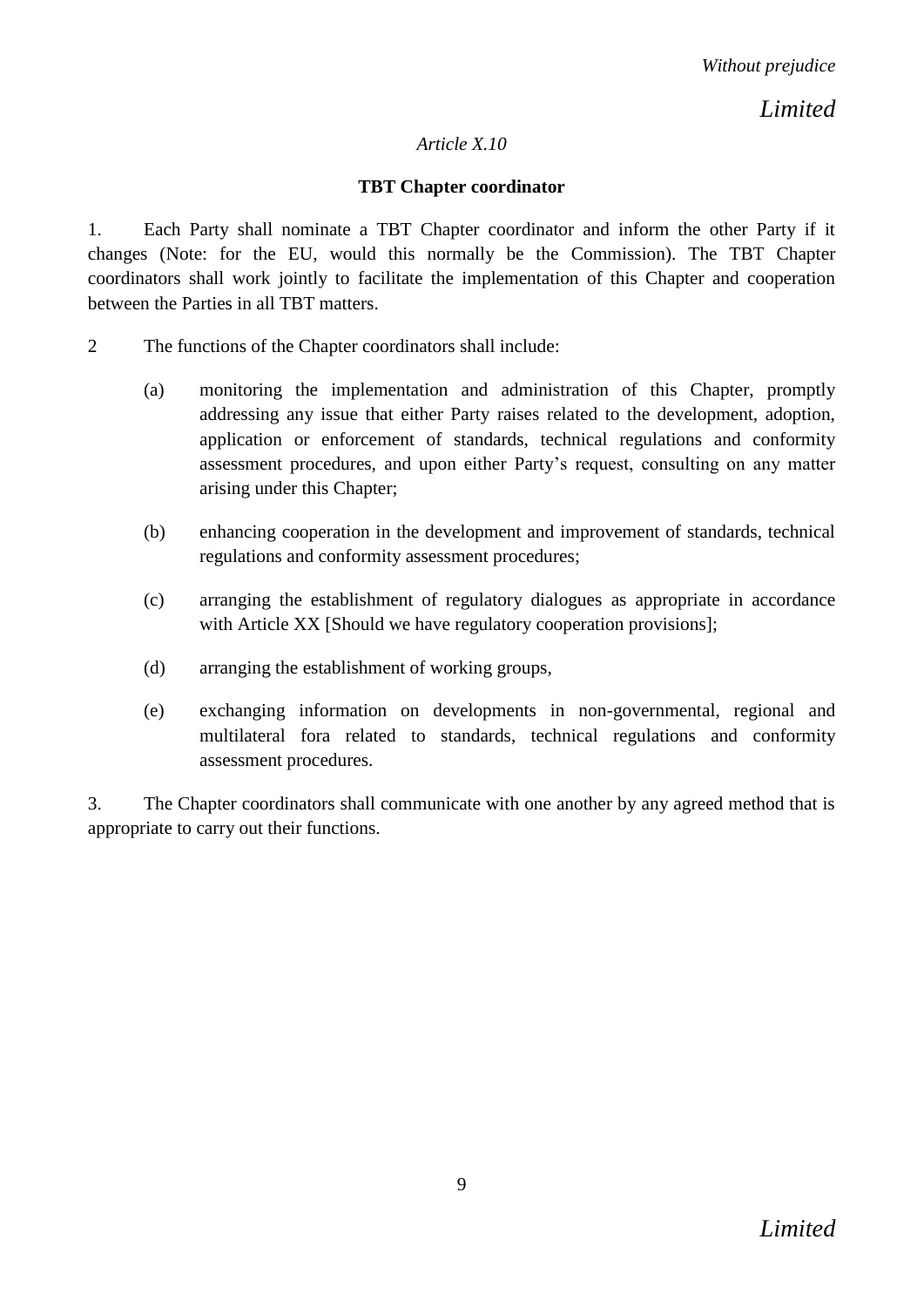*Article X.10*

**TBT Chapter coordinator**

1. Each Party shall nominate a TBT Chapter coordinator and inform the other Party if it changes (Note: for the EU, would this normally be the Commission). The TBT Chapter coordinators shall work jointly to facilitate the implementation of this Chapter and cooperation between the Parties in all TBT matters.

2 The functions of the Chapter coordinators shall include:

(a) monitoring the implementation and administration of this Chapter, promptly addressing any issue that either Party raises related to the development, adoption, application or enforcement of standards, technical regulations and conformity assessment procedures, and upon either Party's request, consulting on any matter arising under this Chapter;

(b) enhancing cooperation in the development and improvement of standards, technical regulations and conformity assessment procedures;

(c) arranging the establishment of regulatory dialogues as appropriate in accordance with Article XX [Should we have regulatory cooperation provisions];

(d) arranging the establishment of working groups,

(e) exchanging information on developments in non-governmental, regional and multilateral fora related to standards, technical regulations and conformity assessment procedures.

3. The Chapter coordinators shall communicate with one another by any agreed method that is appropriate to carry out their functions.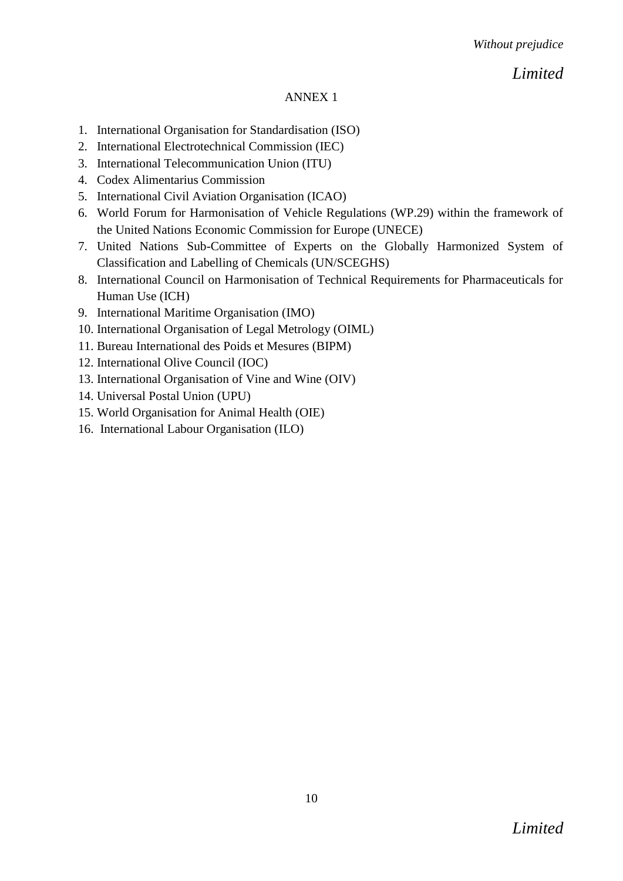## ANNEX 1

1. International Organisation for Standardisation (ISO)
2. International Electrotechnical Commission (IEC)
3. International Telecommunication Union (ITU)
4. Codex Alimentarius Commission
5. International Civil Aviation Organisation (ICAO)
6. World Forum for Harmonisation of Vehicle Regulations (WP.29) within the framework of the United Nations Economic Commission for Europe (UNECE)
7. United Nations Sub-Committee of Experts on the Globally Harmonized System of Classification and Labelling of Chemicals (UN/SCEGHS)
8. International Council on Harmonisation of Technical Requirements for Pharmaceuticals for Human Use (ICH)
9. International Maritime Organisation (IMO)
10. International Organisation of Legal Metrology (OIML)
11. Bureau International des Poids et Mesures (BIPM)
12. International Olive Council (IOC)
13. International Organisation of Vine and Wine (OIV)
14. Universal Postal Union (UPU)
15. World Organisation for Animal Health (OIE)
16. International Labour Organisation (ILO)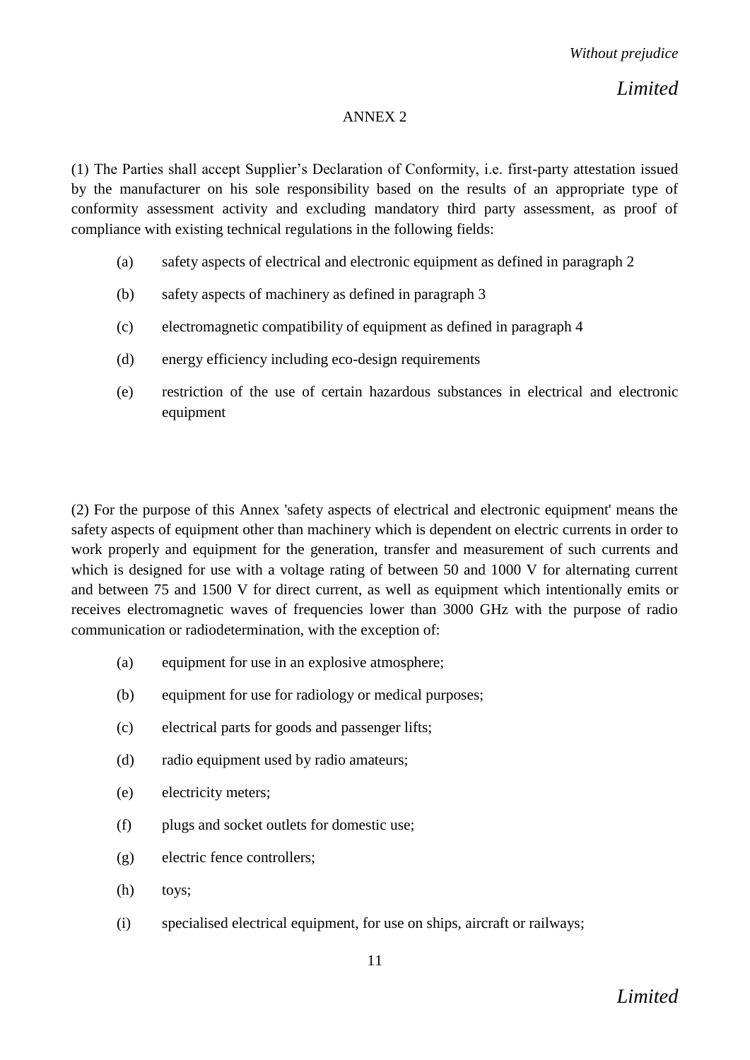## ANNEX 2

(1) The Parties shall accept Supplier's Declaration of Conformity, i.e. first-party attestation issued by the manufacturer on his sole responsibility based on the results of an appropriate type of conformity assessment activity and excluding mandatory third party assessment, as proof of compliance with existing technical regulations in the following fields:

(a) safety aspects of electrical and electronic equipment as defined in paragraph 2

(b) safety aspects of machinery as defined in paragraph 3

(c) electromagnetic compatibility of equipment as defined in paragraph 4

(d) energy efficiency including eco-design requirements

(e) restriction of the use of certain hazardous substances in electrical and electronic equipment

(2) For the purpose of this Annex 'safety aspects of electrical and electronic equipment' means the safety aspects of equipment other than machinery which is dependent on electric currents in order to work properly and equipment for the generation, transfer and measurement of such currents and which is designed for use with a voltage rating of between 50 and 1000 V for alternating current and between 75 and 1500 V for direct current, as well as equipment which intentionally emits or receives electromagnetic waves of frequencies lower than 3000 GHz with the purpose of radio communication or radiodetermination, with the exception of:

(a) equipment for use in an explosive atmosphere;

(b) equipment for use for radiology or medical purposes;

(c) electrical parts for goods and passenger lifts;

(d) radio equipment used by radio amateurs;

(e) electricity meters;

(f) plugs and socket outlets for domestic use;

(g) electric fence controllers;

(h) toys;

(i) specialised electrical equipment, for use on ships, aircraft or railways;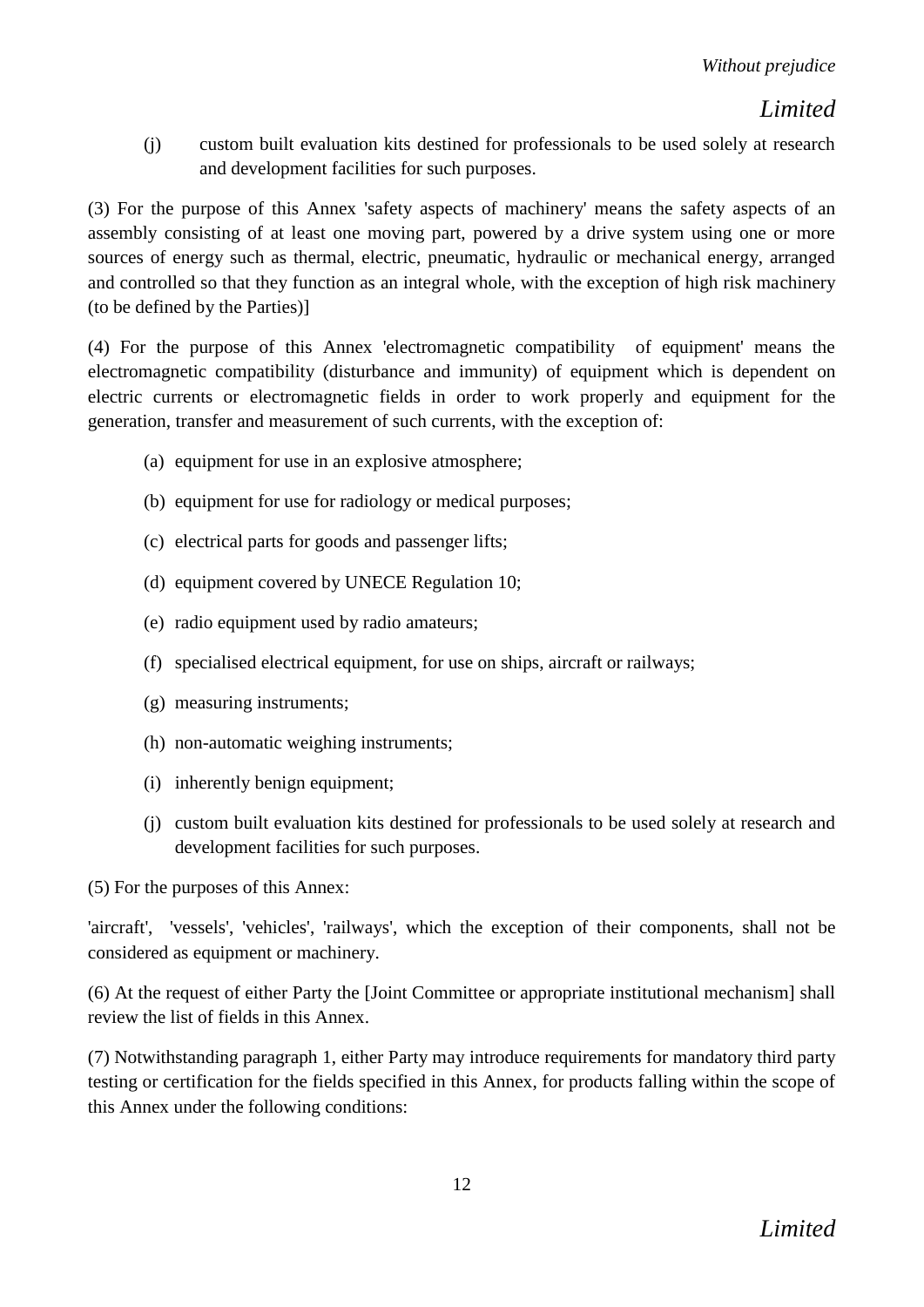(j) custom built evaluation kits destined for professionals to be used solely at research and development facilities for such purposes.

(3) For the purpose of this Annex 'safety aspects of machinery' means the safety aspects of an assembly consisting of at least one moving part, powered by a drive system using one or more sources of energy such as thermal, electric, pneumatic, hydraulic or mechanical energy, arranged and controlled so that they function as an integral whole, with the exception of high risk machinery (to be defined by the Parties)]

(4) For the purpose of this Annex 'electromagnetic compatibility of equipment' means the electromagnetic compatibility (disturbance and immunity) of equipment which is dependent on electric currents or electromagnetic fields in order to work properly and equipment for the generation, transfer and measurement of such currents, with the exception of:

(a) equipment for use in an explosive atmosphere;

(b) equipment for use for radiology or medical purposes;

(c) electrical parts for goods and passenger lifts;

(d) equipment covered by UNECE Regulation 10;

(e) radio equipment used by radio amateurs;

(f) specialised electrical equipment, for use on ships, aircraft or railways;

(g) measuring instruments;

(h) non-automatic weighing instruments;

(i) inherently benign equipment;

(j) custom built evaluation kits destined for professionals to be used solely at research and development facilities for such purposes.

(5) For the purposes of this Annex:

'aircraft', 'vessels', 'vehicles', 'railways', which the exception of their components, shall not be considered as equipment or machinery.

(6) At the request of either Party the [Joint Committee or appropriate institutional mechanism] shall review the list of fields in this Annex.

(7) Notwithstanding paragraph 1, either Party may introduce requirements for mandatory third party testing or certification for the fields specified in this Annex, for products falling within the scope of this Annex under the following conditions: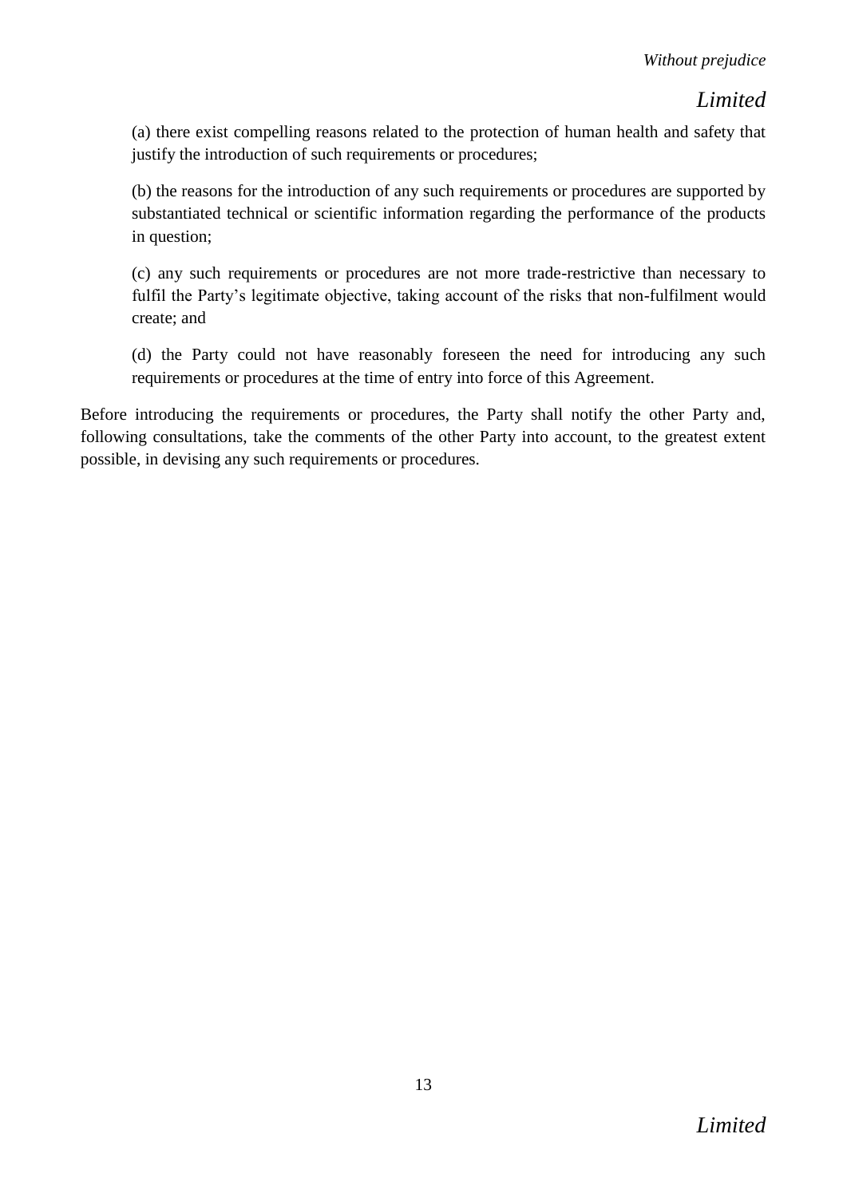(a) there exist compelling reasons related to the protection of human health and safety that justify the introduction of such requirements or procedures;

(b) the reasons for the introduction of any such requirements or procedures are supported by substantiated technical or scientific information regarding the performance of the products in question;

(c) any such requirements or procedures are not more trade-restrictive than necessary to fulfil the Party's legitimate objective, taking account of the risks that non-fulfilment would create; and

(d) the Party could not have reasonably foreseen the need for introducing any such requirements or procedures at the time of entry into force of this Agreement.

Before introducing the requirements or procedures, the Party shall notify the other Party and, following consultations, take the comments of the other Party into account, to the greatest extent possible, in devising any such requirements or procedures.